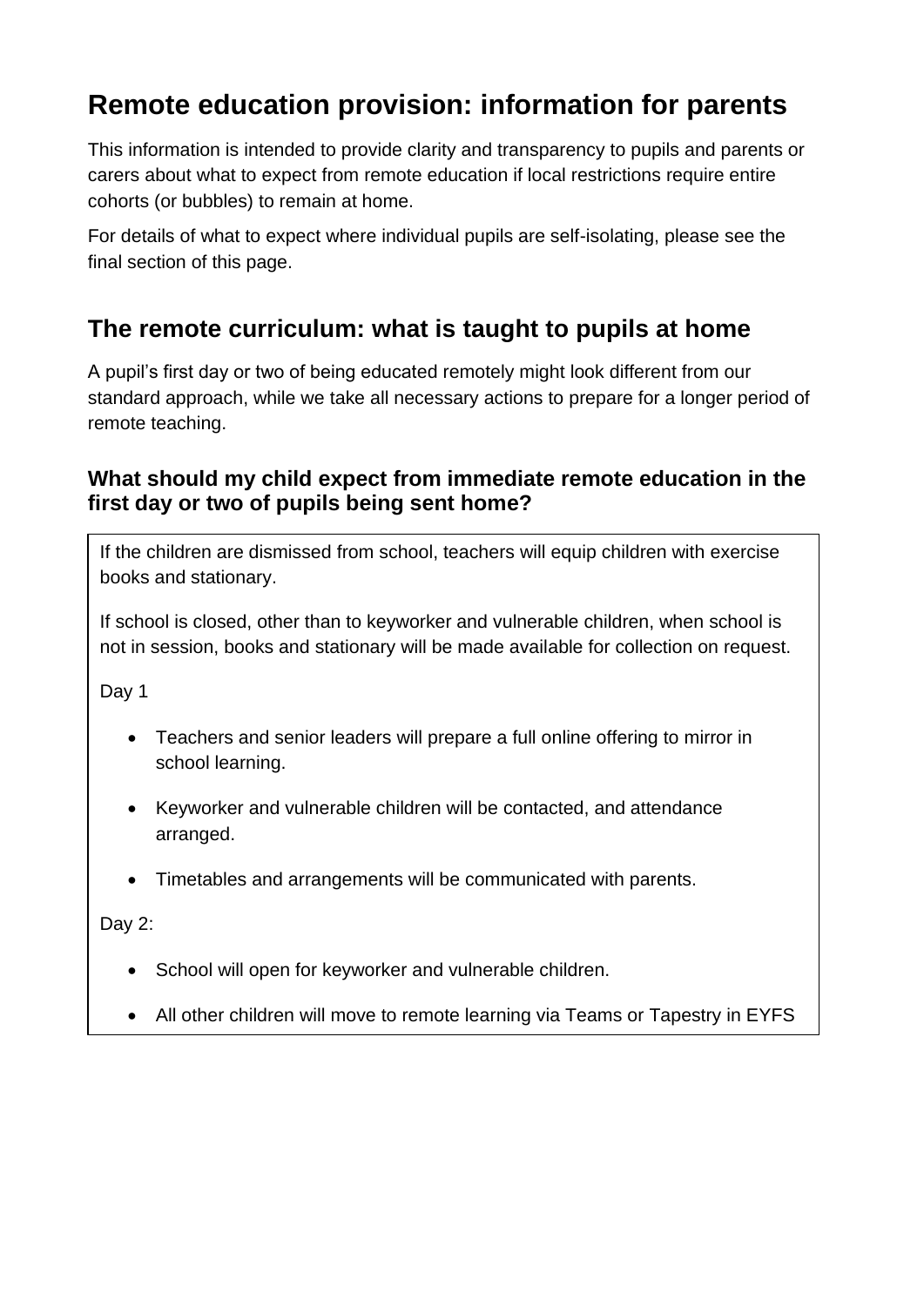# Remote education provision: information for parents

This information is intended to provide clarity and transparency to pupils and parents or carers about what to expect from remote education if local restrictions require entire cohorts (or bubbles) to remain at home.

For details of what to expect where individual pupils are self-isolating, please see the final section of this page.

## The remote curriculum: what is taught to pupils at home

A pupil's first day or two of being educated remotely might look different from our standard approach, while we take all necessary actions to prepare for a longer period of remote teaching.

### What should my child expect from immediate remote education in the first day or two of pupils being sent home?

If the children are dismissed from school, teachers will equip children with exercise books and stationary.

If school is closed, other than to keyworker and vulnerable children, when school is not in session, books and stationary will be made available for collection on request.

Day 1

- Teachers and senior leaders will prepare a full online offering to mirror in school learning.
- Keyworker and vulnerable children will be contacted, and attendance arranged.
- Timetables and arrangements will be communicated with parents.

Day 2:

- School will open for keyworker and vulnerable children.
- All other children will move to remote learning via Teams or Tapestry in EYFS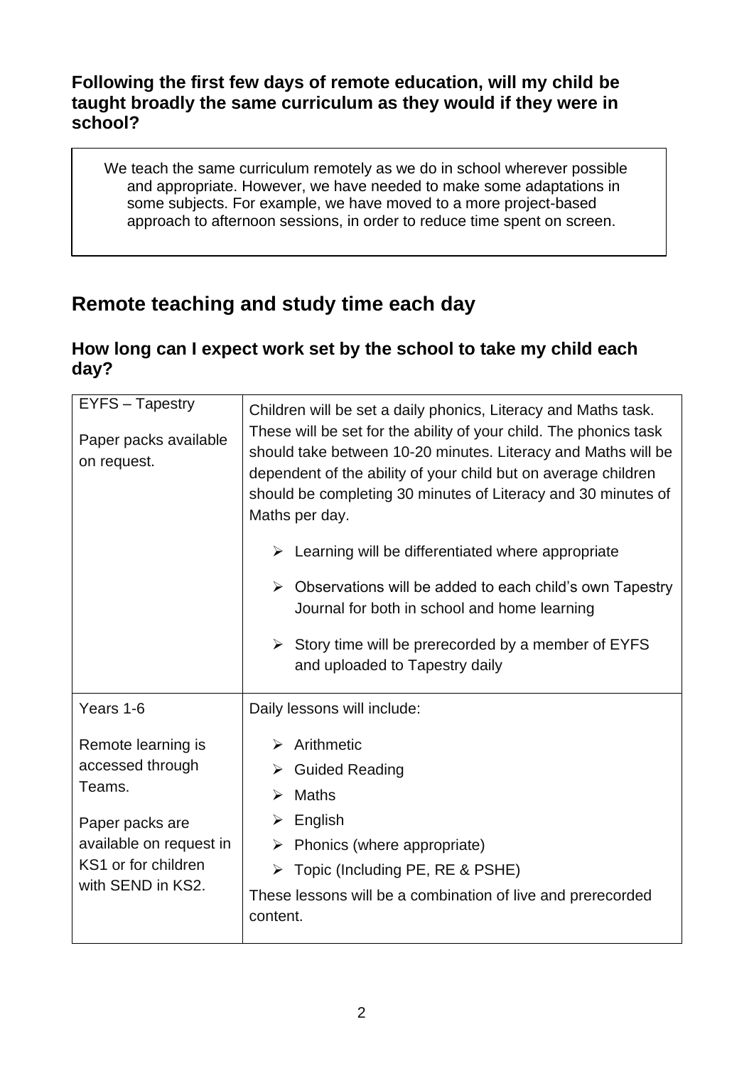### Following the first few days of remote education, will my child be taught broadly the same curriculum as they would if they were in school?

We teach the same curriculum remotely as we do in school wherever possible and appropriate. However, we have needed to make some adaptations in some subjects. For example, we have moved to a more project-based approach to afternoon sessions, in order to reduce time spent on screen.

## Remote teaching and study time each day

### How long can I expect work set by the school to take my child each day?

| EYFS – Tapestry<br><br>Paper packs available on request. | Children will be set a daily phonics, Literacy and Maths task. These will be set for the ability of your child. The phonics task should take between 10-20 minutes. Literacy and Maths will be dependent of the ability of your child but on average children should be completing 30 minutes of Literacy and 30 minutes of Maths per day.<br><br>➢ Learning will be differentiated where appropriate<br><br>➢ Observations will be added to each child's own Tapestry Journal for both in school and home learning<br><br>➢ Story time will be prerecorded by a member of EYFS and uploaded to Tapestry daily |
|---|---|
| Years 1-6<br><br>Remote learning is accessed through Teams.<br><br>Paper packs are available on request in KS1 or for children with SEND in KS2. | Daily lessons will include:<br><br>➢ Arithmetic<br>➢ Guided Reading<br>➢ Maths<br>➢ English<br>➢ Phonics (where appropriate)<br>➢ Topic (Including PE, RE & PSHE)<br><br>These lessons will be a combination of live and prerecorded content. |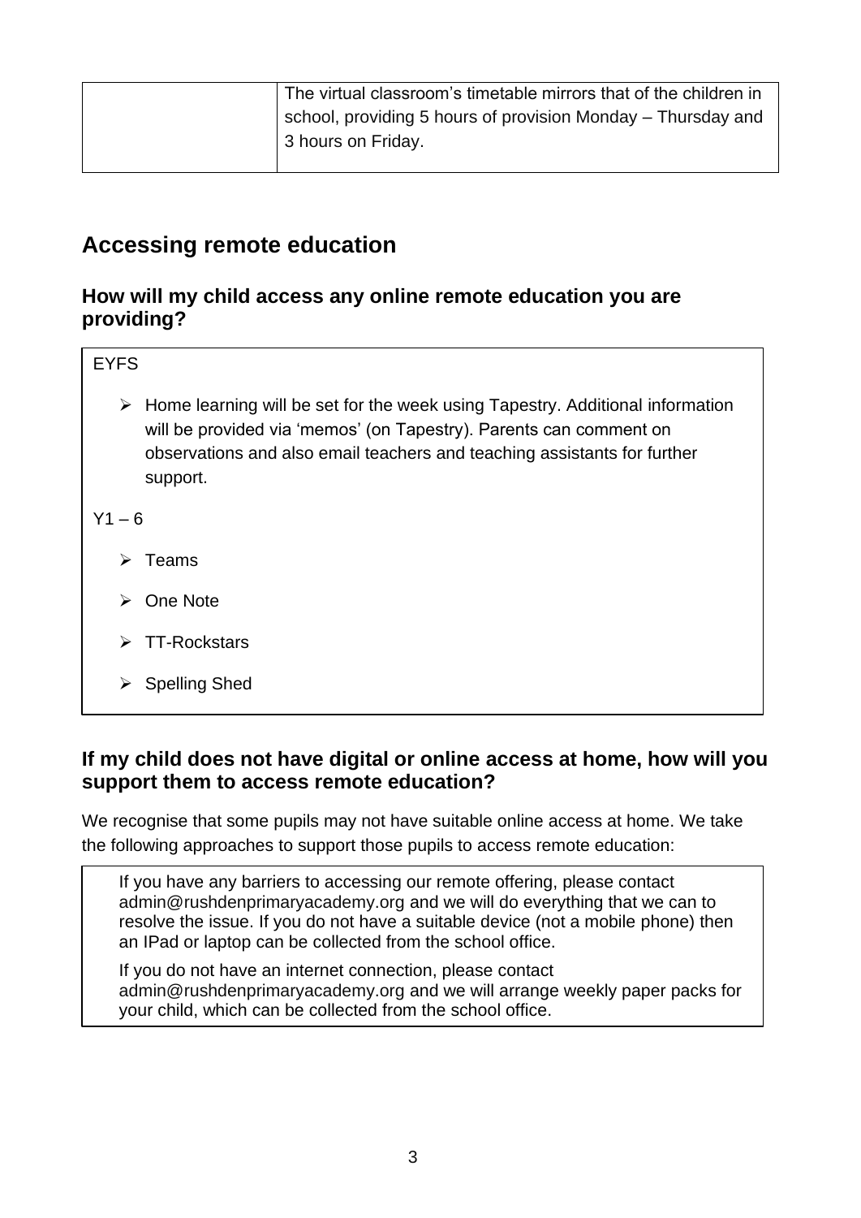| | |
|---|---|
| | The virtual classroom's timetable mirrors that of the children in school, providing 5 hours of provision Monday – Thursday and 3 hours on Friday. |

## Accessing remote education

### How will my child access any online remote education you are providing?

EYFS

- Home learning will be set for the week using Tapestry. Additional information will be provided via 'memos' (on Tapestry). Parents can comment on observations and also email teachers and teaching assistants for further support.

Y1 – 6

- Teams
- One Note
- TT-Rockstars
- Spelling Shed

### If my child does not have digital or online access at home, how will you support them to access remote education?

We recognise that some pupils may not have suitable online access at home. We take the following approaches to support those pupils to access remote education:

If you have any barriers to accessing our remote offering, please contact admin@rushdenprimaryacademy.org and we will do everything that we can to resolve the issue. If you do not have a suitable device (not a mobile phone) then an IPad or laptop can be collected from the school office.

If you do not have an internet connection, please contact admin@rushdenprimaryacademy.org and we will arrange weekly paper packs for your child, which can be collected from the school office.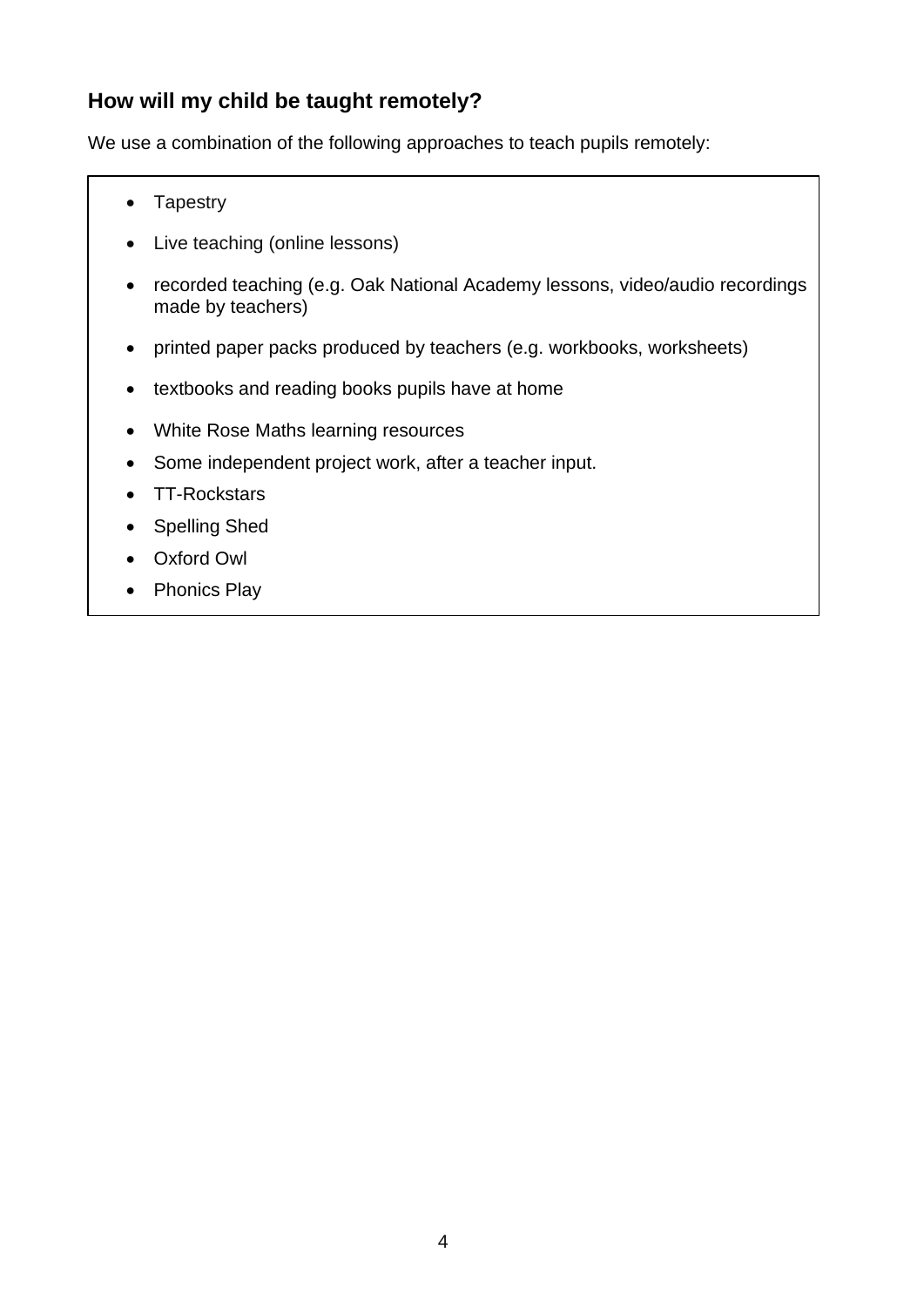## How will my child be taught remotely?

We use a combination of the following approaches to teach pupils remotely:

- Tapestry
- Live teaching (online lessons)
- recorded teaching (e.g. Oak National Academy lessons, video/audio recordings made by teachers)
- printed paper packs produced by teachers (e.g. workbooks, worksheets)
- textbooks and reading books pupils have at home
- White Rose Maths learning resources
- Some independent project work, after a teacher input.
- TT-Rockstars
- Spelling Shed
- Oxford Owl
- Phonics Play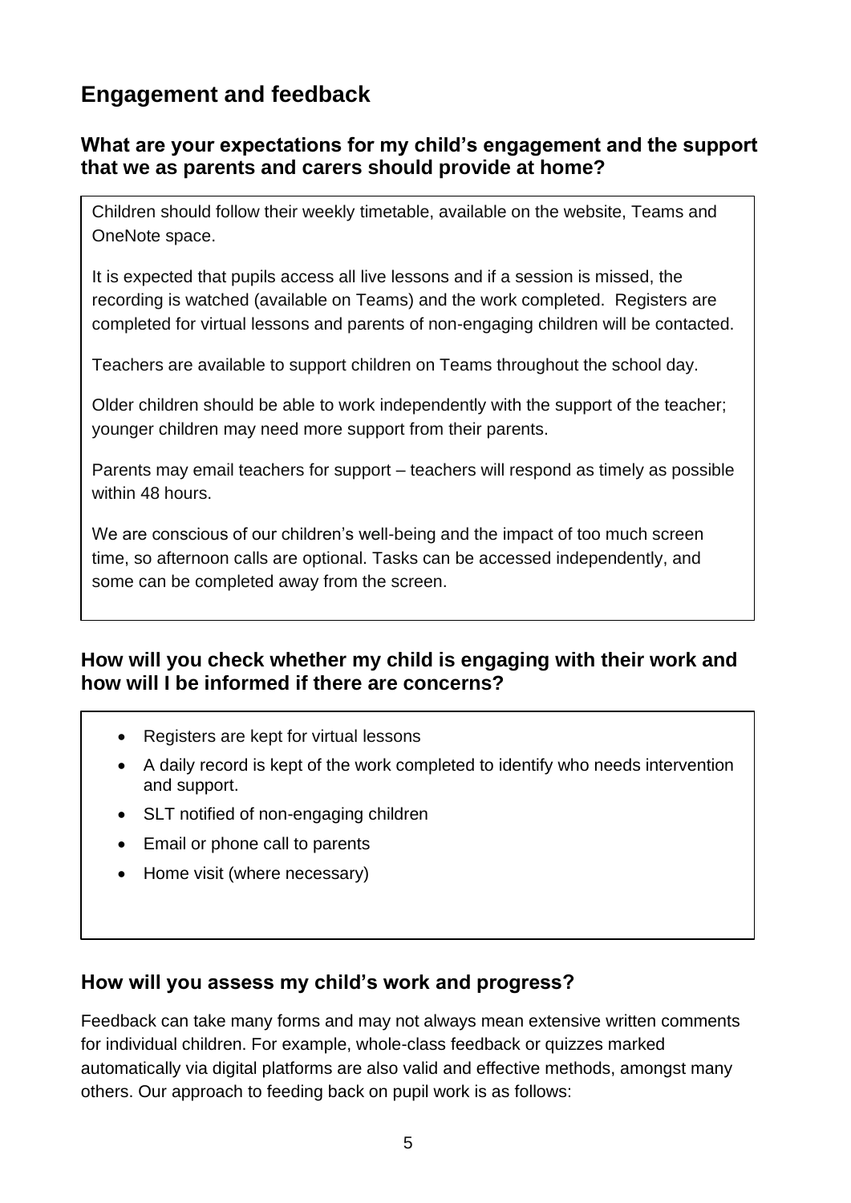## Engagement and feedback

### What are your expectations for my child's engagement and the support that we as parents and carers should provide at home?

Children should follow their weekly timetable, available on the website, Teams and OneNote space.

It is expected that pupils access all live lessons and if a session is missed, the recording is watched (available on Teams) and the work completed. Registers are completed for virtual lessons and parents of non-engaging children will be contacted.

Teachers are available to support children on Teams throughout the school day.

Older children should be able to work independently with the support of the teacher; younger children may need more support from their parents.

Parents may email teachers for support – teachers will respond as timely as possible within 48 hours.

We are conscious of our children's well-being and the impact of too much screen time, so afternoon calls are optional. Tasks can be accessed independently, and some can be completed away from the screen.

### How will you check whether my child is engaging with their work and how will I be informed if there are concerns?

- Registers are kept for virtual lessons
- A daily record is kept of the work completed to identify who needs intervention and support.
- SLT notified of non-engaging children
- Email or phone call to parents
- Home visit (where necessary)

### How will you assess my child's work and progress?

Feedback can take many forms and may not always mean extensive written comments for individual children. For example, whole-class feedback or quizzes marked automatically via digital platforms are also valid and effective methods, amongst many others. Our approach to feeding back on pupil work is as follows: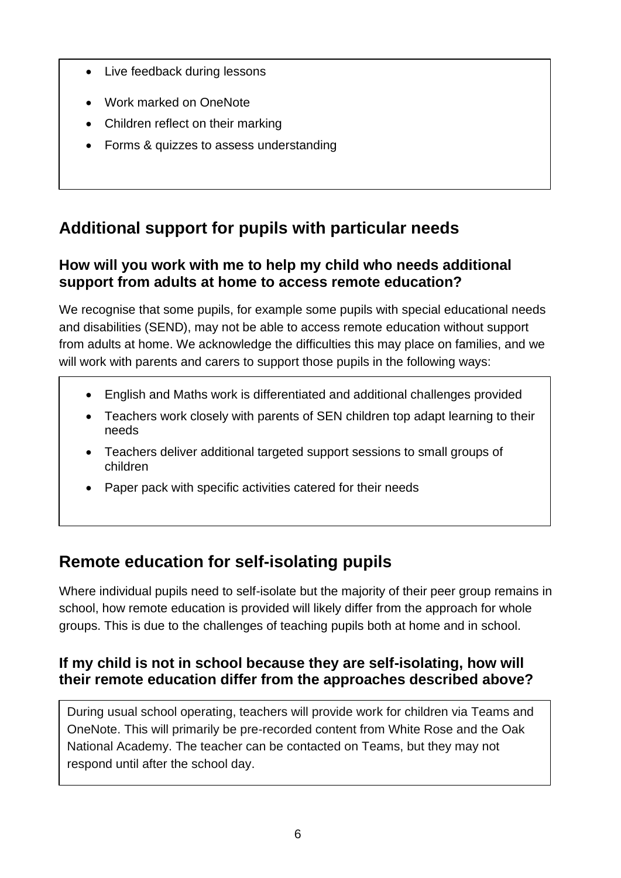- Live feedback during lessons
- Work marked on OneNote
- Children reflect on their marking
- Forms & quizzes to assess understanding

## Additional support for pupils with particular needs

### How will you work with me to help my child who needs additional support from adults at home to access remote education?

We recognise that some pupils, for example some pupils with special educational needs and disabilities (SEND), may not be able to access remote education without support from adults at home. We acknowledge the difficulties this may place on families, and we will work with parents and carers to support those pupils in the following ways:

- English and Maths work is differentiated and additional challenges provided
- Teachers work closely with parents of SEN children top adapt learning to their needs
- Teachers deliver additional targeted support sessions to small groups of children
- Paper pack with specific activities catered for their needs

## Remote education for self-isolating pupils

Where individual pupils need to self-isolate but the majority of their peer group remains in school, how remote education is provided will likely differ from the approach for whole groups. This is due to the challenges of teaching pupils both at home and in school.

### If my child is not in school because they are self-isolating, how will their remote education differ from the approaches described above?

During usual school operating, teachers will provide work for children via Teams and OneNote. This will primarily be pre-recorded content from White Rose and the Oak National Academy. The teacher can be contacted on Teams, but they may not respond until after the school day.